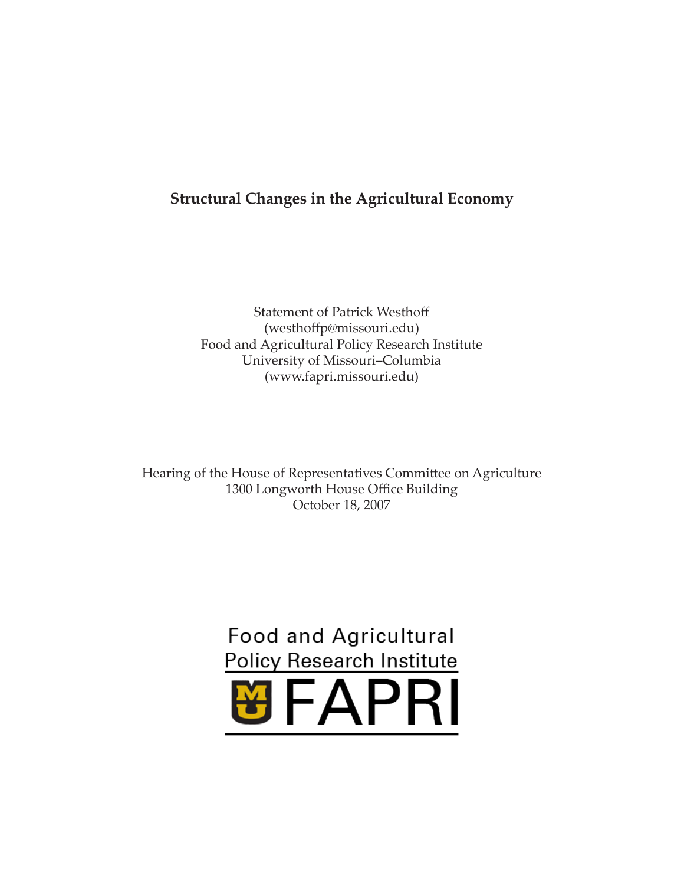# Structural Changes in the Agricultural Economy

Statement of Patrick Westhoff
(westhoffp@missouri.edu)
Food and Agricultural Policy Research Institute
University of Missouri–Columbia
(www.fapri.missouri.edu)

Hearing of the House of Representatives Committee on Agriculture
1300 Longworth House Office Building
October 18, 2007

Food and Agricultural
Policy Research Institute
FAPRI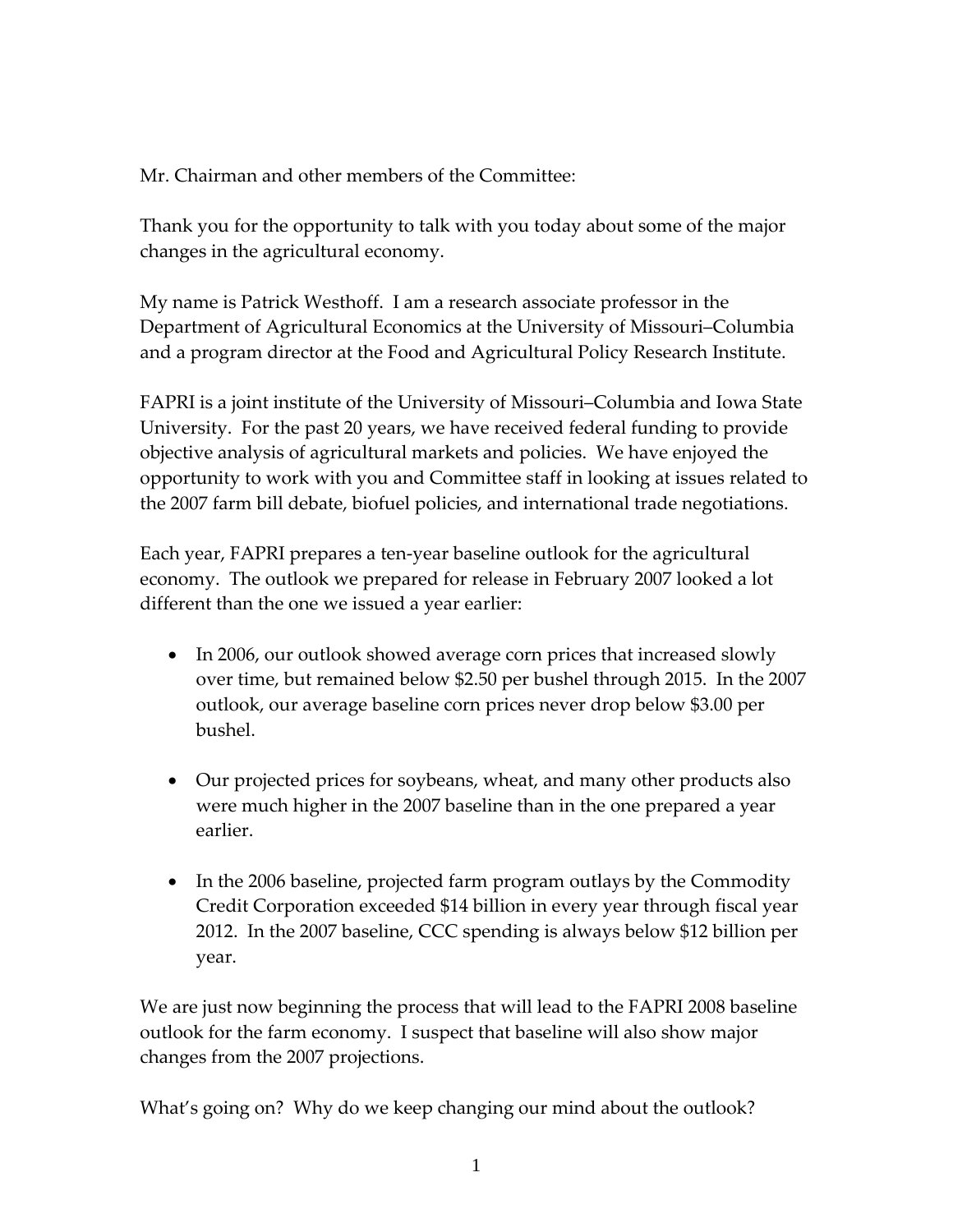Mr. Chairman and other members of the Committee:

Thank you for the opportunity to talk with you today about some of the major changes in the agricultural economy.

My name is Patrick Westhoff. I am a research associate professor in the Department of Agricultural Economics at the University of Missouri–Columbia and a program director at the Food and Agricultural Policy Research Institute.

FAPRI is a joint institute of the University of Missouri–Columbia and Iowa State University. For the past 20 years, we have received federal funding to provide objective analysis of agricultural markets and policies. We have enjoyed the opportunity to work with you and Committee staff in looking at issues related to the 2007 farm bill debate, biofuel policies, and international trade negotiations.

Each year, FAPRI prepares a ten-year baseline outlook for the agricultural economy. The outlook we prepared for release in February 2007 looked a lot different than the one we issued a year earlier:

- In 2006, our outlook showed average corn prices that increased slowly over time, but remained below $2.50 per bushel through 2015. In the 2007 outlook, our average baseline corn prices never drop below $3.00 per bushel.

- Our projected prices for soybeans, wheat, and many other products also were much higher in the 2007 baseline than in the one prepared a year earlier.

- In the 2006 baseline, projected farm program outlays by the Commodity Credit Corporation exceeded $14 billion in every year through fiscal year 2012. In the 2007 baseline, CCC spending is always below $12 billion per year.

We are just now beginning the process that will lead to the FAPRI 2008 baseline outlook for the farm economy. I suspect that baseline will also show major changes from the 2007 projections.

What's going on? Why do we keep changing our mind about the outlook?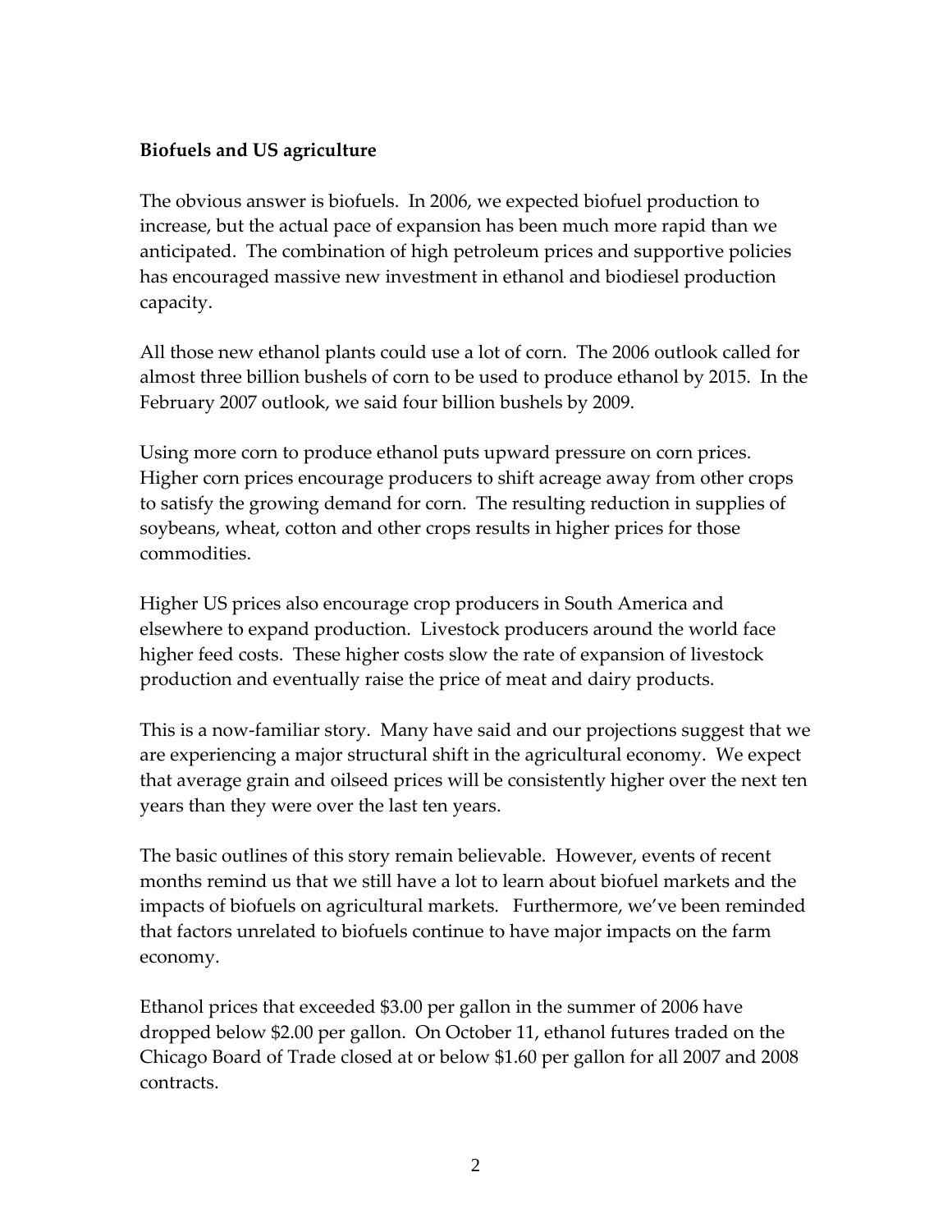**Biofuels and US agriculture**

The obvious answer is biofuels. In 2006, we expected biofuel production to increase, but the actual pace of expansion has been much more rapid than we anticipated. The combination of high petroleum prices and supportive policies has encouraged massive new investment in ethanol and biodiesel production capacity.

All those new ethanol plants could use a lot of corn. The 2006 outlook called for almost three billion bushels of corn to be used to produce ethanol by 2015. In the February 2007 outlook, we said four billion bushels by 2009.

Using more corn to produce ethanol puts upward pressure on corn prices. Higher corn prices encourage producers to shift acreage away from other crops to satisfy the growing demand for corn. The resulting reduction in supplies of soybeans, wheat, cotton and other crops results in higher prices for those commodities.

Higher US prices also encourage crop producers in South America and elsewhere to expand production. Livestock producers around the world face higher feed costs. These higher costs slow the rate of expansion of livestock production and eventually raise the price of meat and dairy products.

This is a now-familiar story. Many have said and our projections suggest that we are experiencing a major structural shift in the agricultural economy. We expect that average grain and oilseed prices will be consistently higher over the next ten years than they were over the last ten years.

The basic outlines of this story remain believable. However, events of recent months remind us that we still have a lot to learn about biofuel markets and the impacts of biofuels on agricultural markets. Furthermore, we've been reminded that factors unrelated to biofuels continue to have major impacts on the farm economy.

Ethanol prices that exceeded $3.00 per gallon in the summer of 2006 have dropped below $2.00 per gallon. On October 11, ethanol futures traded on the Chicago Board of Trade closed at or below $1.60 per gallon for all 2007 and 2008 contracts.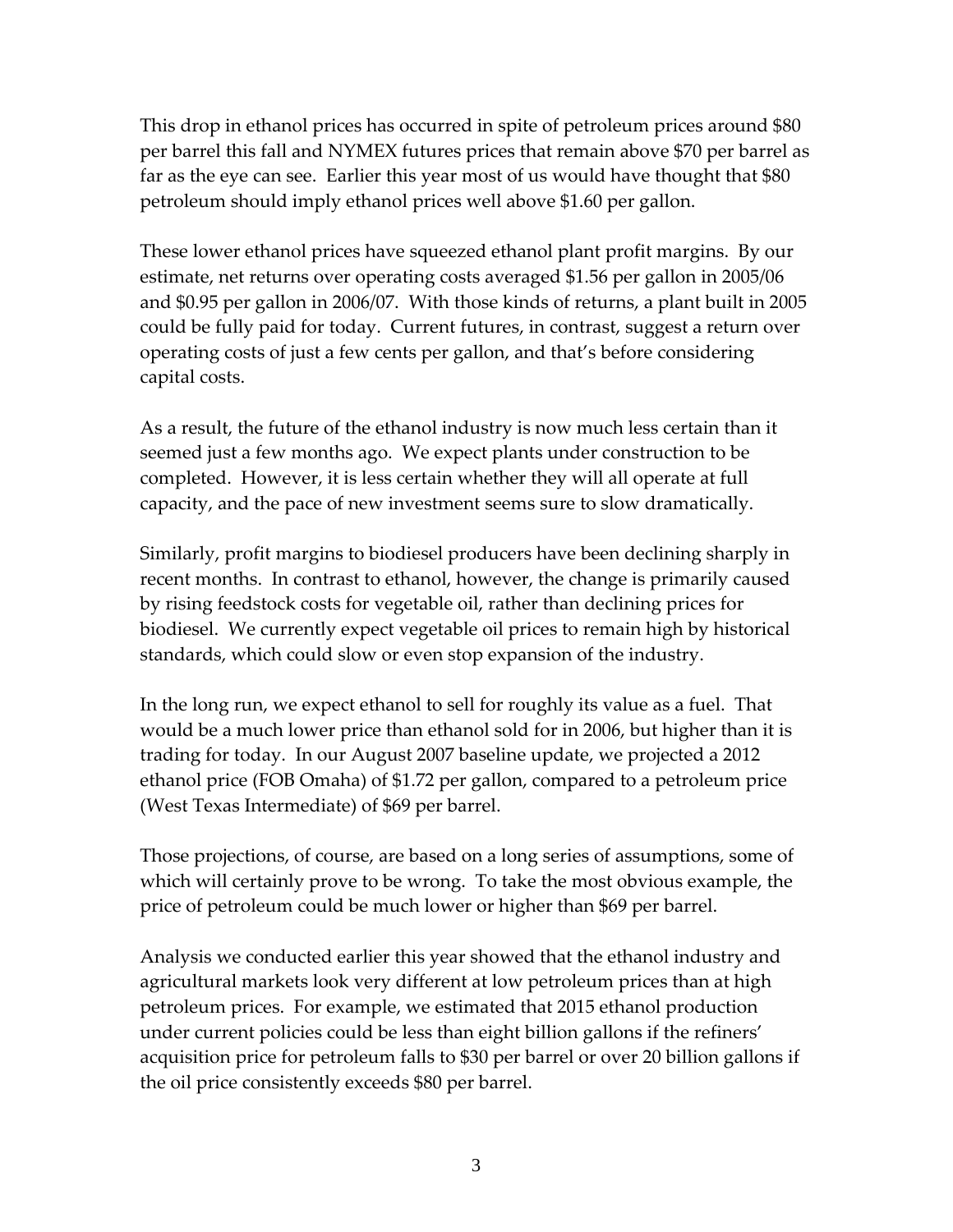This drop in ethanol prices has occurred in spite of petroleum prices around $80 per barrel this fall and NYMEX futures prices that remain above $70 per barrel as far as the eye can see. Earlier this year most of us would have thought that $80 petroleum should imply ethanol prices well above $1.60 per gallon.

These lower ethanol prices have squeezed ethanol plant profit margins. By our estimate, net returns over operating costs averaged $1.56 per gallon in 2005/06 and $0.95 per gallon in 2006/07. With those kinds of returns, a plant built in 2005 could be fully paid for today. Current futures, in contrast, suggest a return over operating costs of just a few cents per gallon, and that's before considering capital costs.

As a result, the future of the ethanol industry is now much less certain than it seemed just a few months ago. We expect plants under construction to be completed. However, it is less certain whether they will all operate at full capacity, and the pace of new investment seems sure to slow dramatically.

Similarly, profit margins to biodiesel producers have been declining sharply in recent months. In contrast to ethanol, however, the change is primarily caused by rising feedstock costs for vegetable oil, rather than declining prices for biodiesel. We currently expect vegetable oil prices to remain high by historical standards, which could slow or even stop expansion of the industry.

In the long run, we expect ethanol to sell for roughly its value as a fuel. That would be a much lower price than ethanol sold for in 2006, but higher than it is trading for today. In our August 2007 baseline update, we projected a 2012 ethanol price (FOB Omaha) of $1.72 per gallon, compared to a petroleum price (West Texas Intermediate) of $69 per barrel.

Those projections, of course, are based on a long series of assumptions, some of which will certainly prove to be wrong. To take the most obvious example, the price of petroleum could be much lower or higher than $69 per barrel.

Analysis we conducted earlier this year showed that the ethanol industry and agricultural markets look very different at low petroleum prices than at high petroleum prices. For example, we estimated that 2015 ethanol production under current policies could be less than eight billion gallons if the refiners' acquisition price for petroleum falls to $30 per barrel or over 20 billion gallons if the oil price consistently exceeds $80 per barrel.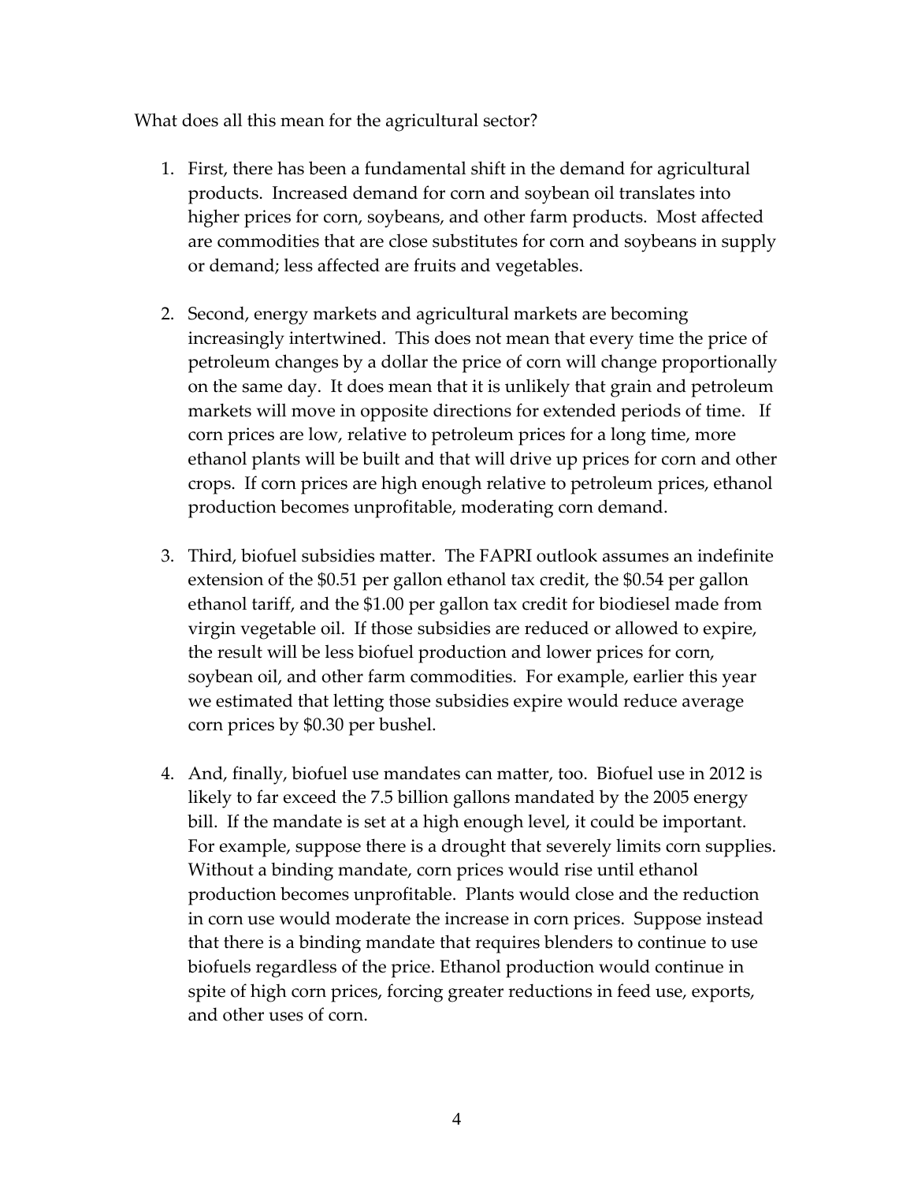What does all this mean for the agricultural sector?

1. First, there has been a fundamental shift in the demand for agricultural products. Increased demand for corn and soybean oil translates into higher prices for corn, soybeans, and other farm products. Most affected are commodities that are close substitutes for corn and soybeans in supply or demand; less affected are fruits and vegetables.

2. Second, energy markets and agricultural markets are becoming increasingly intertwined. This does not mean that every time the price of petroleum changes by a dollar the price of corn will change proportionally on the same day. It does mean that it is unlikely that grain and petroleum markets will move in opposite directions for extended periods of time. If corn prices are low, relative to petroleum prices for a long time, more ethanol plants will be built and that will drive up prices for corn and other crops. If corn prices are high enough relative to petroleum prices, ethanol production becomes unprofitable, moderating corn demand.

3. Third, biofuel subsidies matter. The FAPRI outlook assumes an indefinite extension of the $0.51 per gallon ethanol tax credit, the $0.54 per gallon ethanol tariff, and the $1.00 per gallon tax credit for biodiesel made from virgin vegetable oil. If those subsidies are reduced or allowed to expire, the result will be less biofuel production and lower prices for corn, soybean oil, and other farm commodities. For example, earlier this year we estimated that letting those subsidies expire would reduce average corn prices by $0.30 per bushel.

4. And, finally, biofuel use mandates can matter, too. Biofuel use in 2012 is likely to far exceed the 7.5 billion gallons mandated by the 2005 energy bill. If the mandate is set at a high enough level, it could be important. For example, suppose there is a drought that severely limits corn supplies. Without a binding mandate, corn prices would rise until ethanol production becomes unprofitable. Plants would close and the reduction in corn use would moderate the increase in corn prices. Suppose instead that there is a binding mandate that requires blenders to continue to use biofuels regardless of the price. Ethanol production would continue in spite of high corn prices, forcing greater reductions in feed use, exports, and other uses of corn.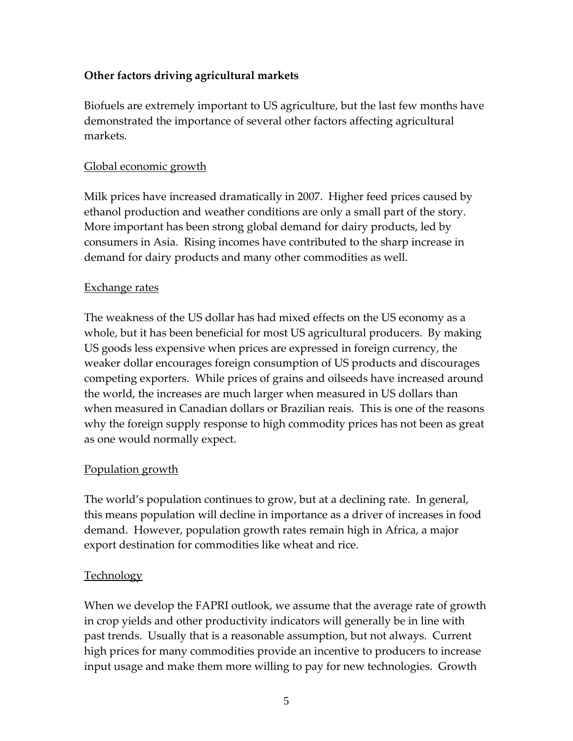**Other factors driving agricultural markets**

Biofuels are extremely important to US agriculture, but the last few months have demonstrated the importance of several other factors affecting agricultural markets.

Global economic growth

Milk prices have increased dramatically in 2007. Higher feed prices caused by ethanol production and weather conditions are only a small part of the story. More important has been strong global demand for dairy products, led by consumers in Asia. Rising incomes have contributed to the sharp increase in demand for dairy products and many other commodities as well.

Exchange rates

The weakness of the US dollar has had mixed effects on the US economy as a whole, but it has been beneficial for most US agricultural producers. By making US goods less expensive when prices are expressed in foreign currency, the weaker dollar encourages foreign consumption of US products and discourages competing exporters. While prices of grains and oilseeds have increased around the world, the increases are much larger when measured in US dollars than when measured in Canadian dollars or Brazilian reais. This is one of the reasons why the foreign supply response to high commodity prices has not been as great as one would normally expect.

Population growth

The world's population continues to grow, but at a declining rate. In general, this means population will decline in importance as a driver of increases in food demand. However, population growth rates remain high in Africa, a major export destination for commodities like wheat and rice.

Technology

When we develop the FAPRI outlook, we assume that the average rate of growth in crop yields and other productivity indicators will generally be in line with past trends. Usually that is a reasonable assumption, but not always. Current high prices for many commodities provide an incentive to producers to increase input usage and make them more willing to pay for new technologies. Growth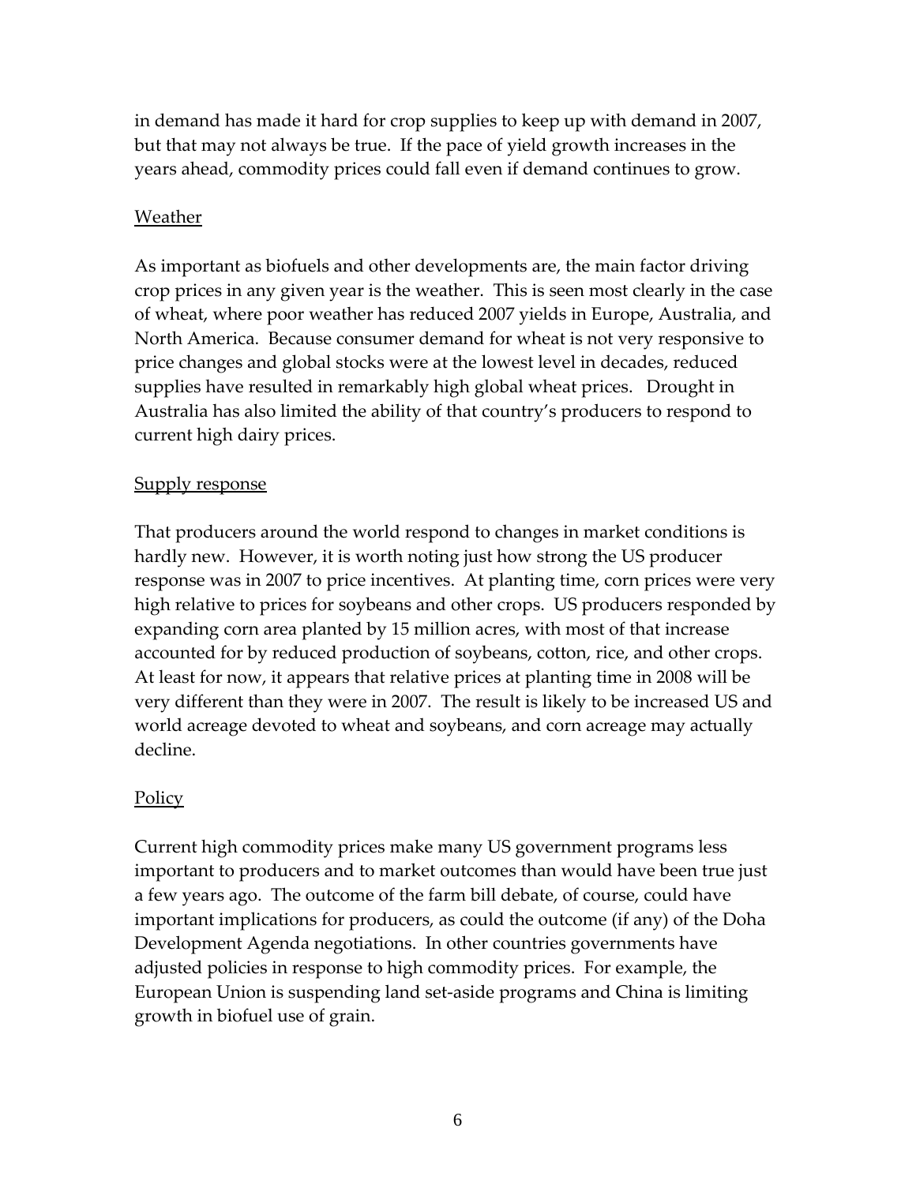in demand has made it hard for crop supplies to keep up with demand in 2007, but that may not always be true. If the pace of yield growth increases in the years ahead, commodity prices could fall even if demand continues to grow.

## Weather

As important as biofuels and other developments are, the main factor driving crop prices in any given year is the weather. This is seen most clearly in the case of wheat, where poor weather has reduced 2007 yields in Europe, Australia, and North America. Because consumer demand for wheat is not very responsive to price changes and global stocks were at the lowest level in decades, reduced supplies have resulted in remarkably high global wheat prices. Drought in Australia has also limited the ability of that country's producers to respond to current high dairy prices.

## Supply response

That producers around the world respond to changes in market conditions is hardly new. However, it is worth noting just how strong the US producer response was in 2007 to price incentives. At planting time, corn prices were very high relative to prices for soybeans and other crops. US producers responded by expanding corn area planted by 15 million acres, with most of that increase accounted for by reduced production of soybeans, cotton, rice, and other crops. At least for now, it appears that relative prices at planting time in 2008 will be very different than they were in 2007. The result is likely to be increased US and world acreage devoted to wheat and soybeans, and corn acreage may actually decline.

## Policy

Current high commodity prices make many US government programs less important to producers and to market outcomes than would have been true just a few years ago. The outcome of the farm bill debate, of course, could have important implications for producers, as could the outcome (if any) of the Doha Development Agenda negotiations. In other countries governments have adjusted policies in response to high commodity prices. For example, the European Union is suspending land set-aside programs and China is limiting growth in biofuel use of grain.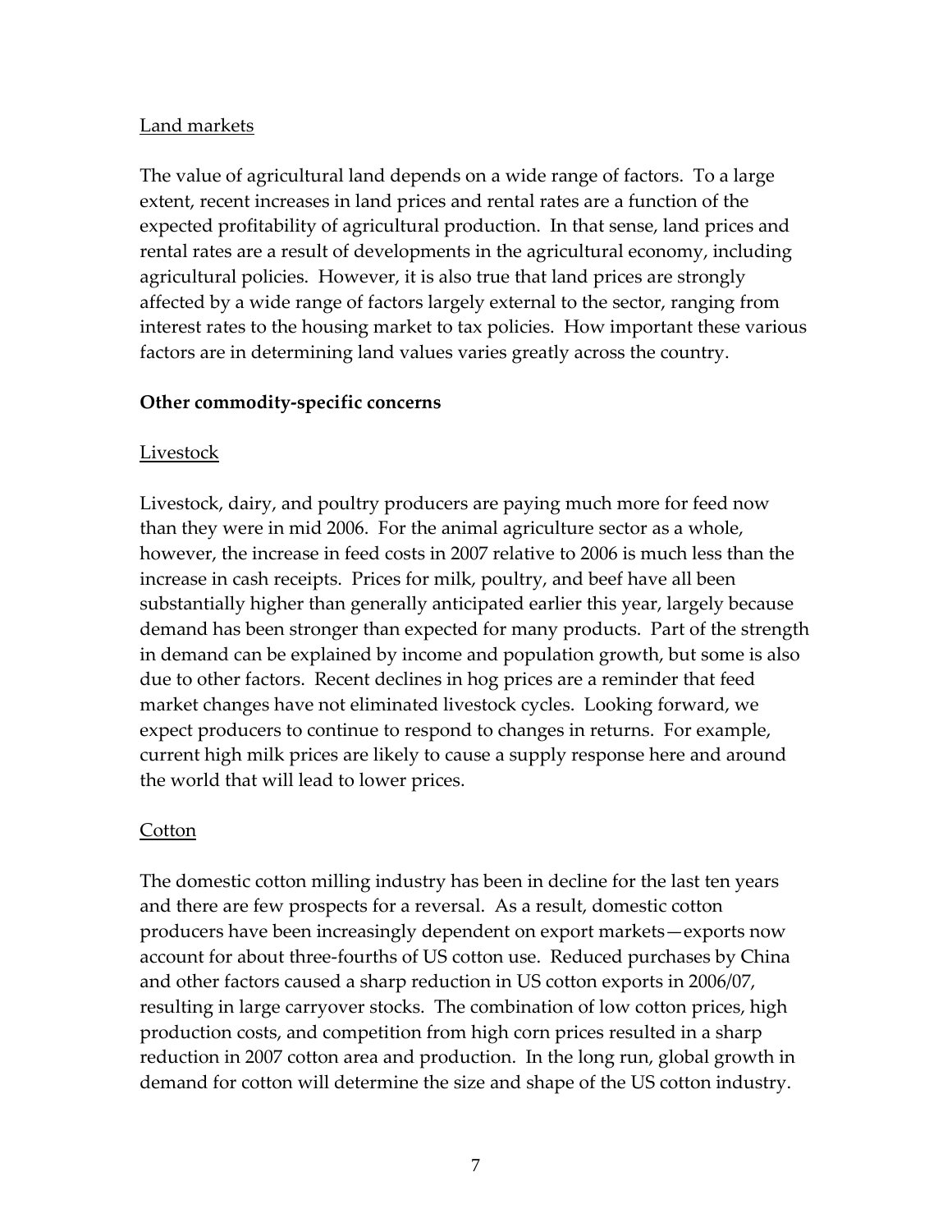Land markets

The value of agricultural land depends on a wide range of factors. To a large extent, recent increases in land prices and rental rates are a function of the expected profitability of agricultural production. In that sense, land prices and rental rates are a result of developments in the agricultural economy, including agricultural policies. However, it is also true that land prices are strongly affected by a wide range of factors largely external to the sector, ranging from interest rates to the housing market to tax policies. How important these various factors are in determining land values varies greatly across the country.

**Other commodity-specific concerns**

Livestock

Livestock, dairy, and poultry producers are paying much more for feed now than they were in mid 2006. For the animal agriculture sector as a whole, however, the increase in feed costs in 2007 relative to 2006 is much less than the increase in cash receipts. Prices for milk, poultry, and beef have all been substantially higher than generally anticipated earlier this year, largely because demand has been stronger than expected for many products. Part of the strength in demand can be explained by income and population growth, but some is also due to other factors. Recent declines in hog prices are a reminder that feed market changes have not eliminated livestock cycles. Looking forward, we expect producers to continue to respond to changes in returns. For example, current high milk prices are likely to cause a supply response here and around the world that will lead to lower prices.

Cotton

The domestic cotton milling industry has been in decline for the last ten years and there are few prospects for a reversal. As a result, domestic cotton producers have been increasingly dependent on export markets—exports now account for about three-fourths of US cotton use. Reduced purchases by China and other factors caused a sharp reduction in US cotton exports in 2006/07, resulting in large carryover stocks. The combination of low cotton prices, high production costs, and competition from high corn prices resulted in a sharp reduction in 2007 cotton area and production. In the long run, global growth in demand for cotton will determine the size and shape of the US cotton industry.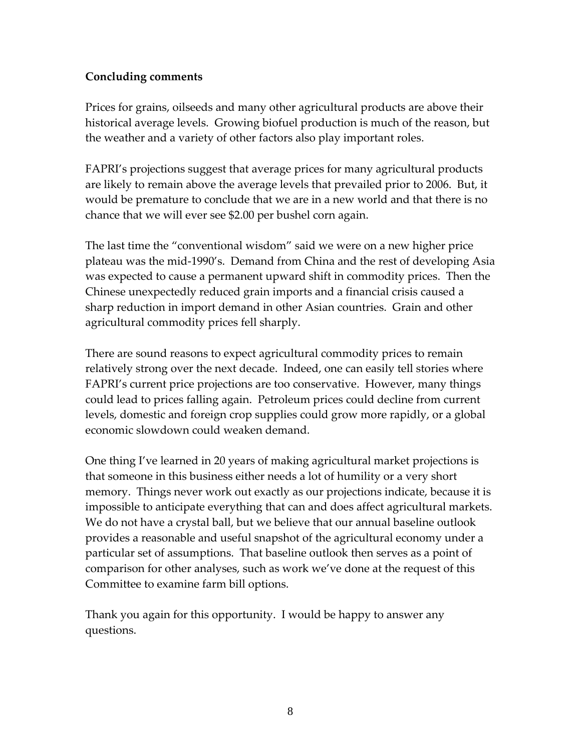**Concluding comments**

Prices for grains, oilseeds and many other agricultural products are above their historical average levels. Growing biofuel production is much of the reason, but the weather and a variety of other factors also play important roles.

FAPRI's projections suggest that average prices for many agricultural products are likely to remain above the average levels that prevailed prior to 2006. But, it would be premature to conclude that we are in a new world and that there is no chance that we will ever see $2.00 per bushel corn again.

The last time the "conventional wisdom" said we were on a new higher price plateau was the mid-1990's. Demand from China and the rest of developing Asia was expected to cause a permanent upward shift in commodity prices. Then the Chinese unexpectedly reduced grain imports and a financial crisis caused a sharp reduction in import demand in other Asian countries. Grain and other agricultural commodity prices fell sharply.

There are sound reasons to expect agricultural commodity prices to remain relatively strong over the next decade. Indeed, one can easily tell stories where FAPRI's current price projections are too conservative. However, many things could lead to prices falling again. Petroleum prices could decline from current levels, domestic and foreign crop supplies could grow more rapidly, or a global economic slowdown could weaken demand.

One thing I've learned in 20 years of making agricultural market projections is that someone in this business either needs a lot of humility or a very short memory. Things never work out exactly as our projections indicate, because it is impossible to anticipate everything that can and does affect agricultural markets. We do not have a crystal ball, but we believe that our annual baseline outlook provides a reasonable and useful snapshot of the agricultural economy under a particular set of assumptions. That baseline outlook then serves as a point of comparison for other analyses, such as work we've done at the request of this Committee to examine farm bill options.

Thank you again for this opportunity. I would be happy to answer any questions.